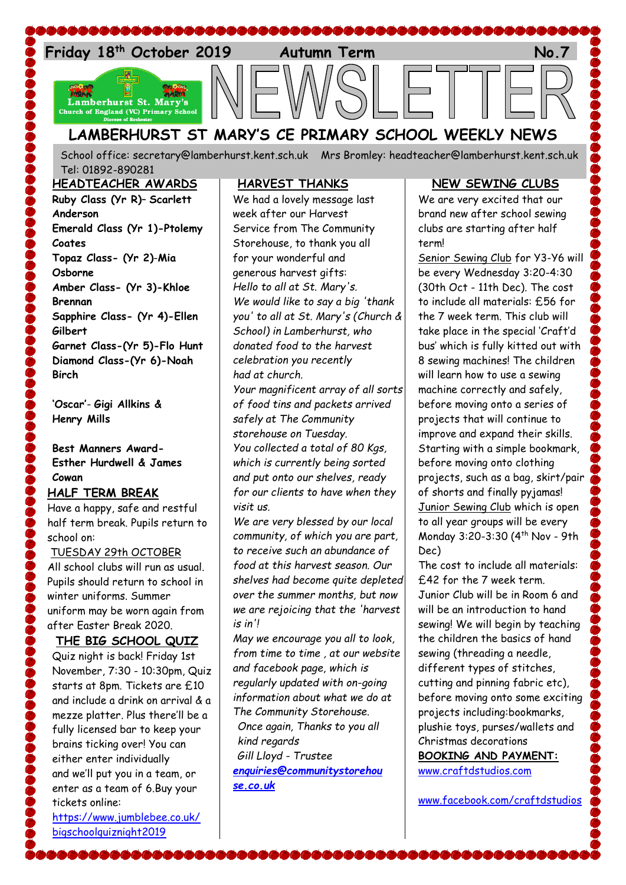Friday 18th October 2019 Autumn Term No.7

# NEWSLETTER

## LAMBERHURST ST MARY'S CE PRIMARY SCHOOL WEEKLY NEWS

School office: secretary@lamberhurst.kent.sch.uk Mrs Bromley: headteacher@lamberhurst.kent.sch.uk Tel: 01892-890281

### HEADTEACHER AWARDS

**Ruby Class (Yr R)– Scarlett Anderson**
**Emerald Class (Yr 1)-Ptolemy Coates**
**Topaz Class- (Yr 2)-Mia Osborne**
**Amber Class- (Yr 3)-Khloe Brennan**
**Sapphire Class- (Yr 4)-Ellen Gilbert**
**Garnet Class-(Yr 5)-Flo Hunt**
**Diamond Class-(Yr 6)-Noah Birch**

**'Oscar'- Gigi Allkins & Henry Mills**

**Best Manners Award- Esther Hurdwell & James Cowan**

### HALF TERM BREAK

Have a happy, safe and restful half term break. Pupils return to school on:

TUESDAY 29th OCTOBER

All school clubs will run as usual. Pupils should return to school in winter uniforms. Summer uniform may be worn again from after Easter Break 2020.

### THE BIG SCHOOL QUIZ

Quiz night is back! Friday 1st November, 7:30 - 10:30pm, Quiz starts at 8pm. Tickets are £10 and include a drink on arrival & a mezze platter. Plus there'll be a fully licensed bar to keep your brains ticking over! You can either enter individually and we'll put you in a team, or enter as a team of 6.Buy your tickets online:

https://www.jumblebee.co.uk/bigschoolquiznight2019

### HARVEST THANKS

We had a lovely message last week after our Harvest Service from The Community Storehouse, to thank you all for your wonderful and generous harvest gifts:

*Hello to all at St. Mary's.*
*We would like to say a big 'thank you' to all at St. Mary's (Church & School) in Lamberhurst, who donated food to the harvest celebration you recently had at church.*
*Your magnificent array of all sorts of food tins and packets arrived safely at The Community storehouse on Tuesday.*
*You collected a total of 80 Kgs, which is currently being sorted and put onto our shelves, ready for our clients to have when they visit us.*
*We are very blessed by our local community, of which you are part, to receive such an abundance of food at this harvest season. Our shelves had become quite depleted over the summer months, but now we are rejoicing that the 'harvest is in'!*
*May we encourage you all to look, from time to time , at our website and facebook page, which is regularly updated with on-going information about what we do at The Community Storehouse.*
*Once again, Thanks to you all*
*kind regards*
*Gill Lloyd - Trustee*
***enquiries@communitystorehouse.co.uk***

### NEW SEWING CLUBS

We are very excited that our brand new after school sewing clubs are starting after half term!

Senior Sewing Club for Y3-Y6 will be every Wednesday 3:20-4:30 (30th Oct - 11th Dec). The cost to include all materials: £56 for the 7 week term. This club will take place in the special 'Craft'd bus' which is fully kitted out with 8 sewing machines! The children will learn how to use a sewing machine correctly and safely, before moving onto a series of projects that will continue to improve and expand their skills. Starting with a simple bookmark, before moving onto clothing projects, such as a bag, skirt/pair of shorts and finally pyjamas!

Junior Sewing Club which is open to all year groups will be every Monday 3:20-3:30 (4th Nov - 9th Dec)

The cost to include all materials: £42 for the 7 week term. Junior Club will be in Room 6 and will be an introduction to hand sewing! We will begin by teaching the children the basics of hand sewing (threading a needle, different types of stitches, cutting and pinning fabric etc), before moving onto some exciting projects including:bookmarks, plushie toys, purses/wallets and Christmas decorations

**BOOKING AND PAYMENT:**
www.craftdstudios.com

www.facebook.com/craftdstudios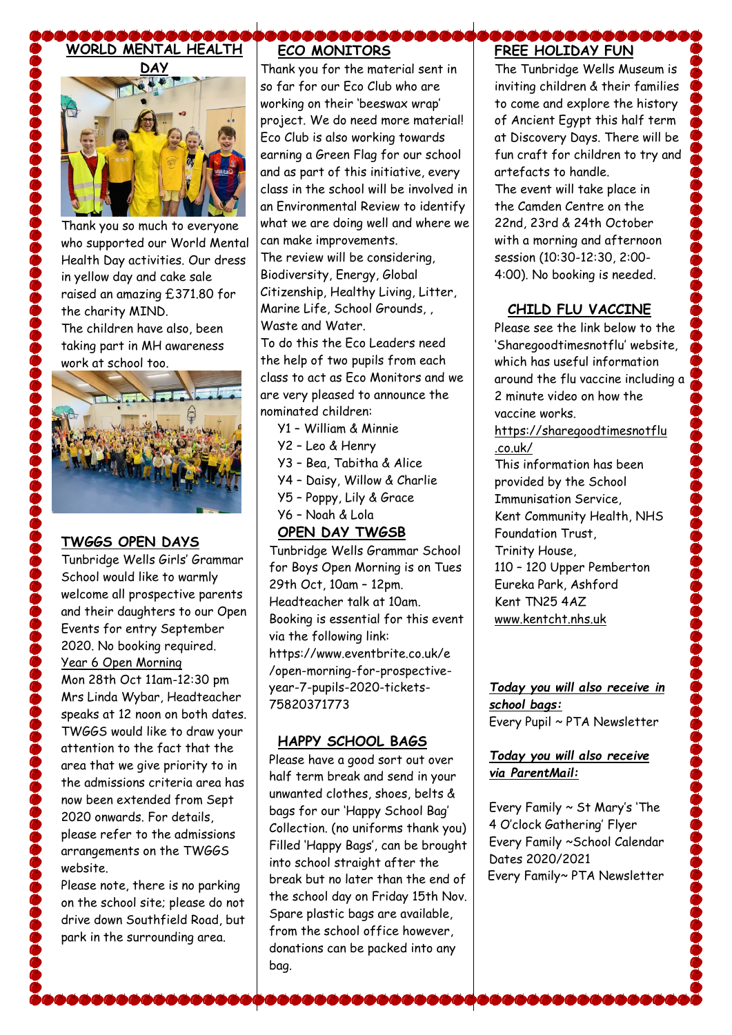## WORLD MENTAL HEALTH DAY

Thank you so much to everyone who supported our World Mental Health Day activities. Our dress in yellow day and cake sale raised an amazing £371.80 for the charity MIND.

The children have also, been taking part in MH awareness work at school too.

## TWGGS OPEN DAYS

Tunbridge Wells Girls' Grammar School would like to warmly welcome all prospective parents and their daughters to our Open Events for entry September 2020. No booking required.

Year 6 Open Morning

Mon 28th Oct 11am-12:30 pm

Mrs Linda Wybar, Headteacher speaks at 12 noon on both dates.

TWGGS would like to draw your attention to the fact that the area that we give priority to in the admissions criteria area has now been extended from Sept 2020 onwards. For details, please refer to the admissions arrangements on the TWGGS website.

Please note, there is no parking on the school site; please do not drive down Southfield Road, but park in the surrounding area.

## ECO MONITORS

Thank you for the material sent in so far for our Eco Club who are working on their 'beeswax wrap' project. We do need more material! Eco Club is also working towards earning a Green Flag for our school and as part of this initiative, every class in the school will be involved in an Environmental Review to identify what we are doing well and where we can make improvements.

The review will be considering, Biodiversity, Energy, Global Citizenship, Healthy Living, Litter, Marine Life, School Grounds, , Waste and Water.

To do this the Eco Leaders need the help of two pupils from each class to act as Eco Monitors and we are very pleased to announce the nominated children:

- Y1 – William & Minnie
- Y2 – Leo & Henry
- Y3 – Bea, Tabitha & Alice
- Y4 – Daisy, Willow & Charlie
- Y5 – Poppy, Lily & Grace
- Y6 – Noah & Lola

## OPEN DAY TWGSB

Tunbridge Wells Grammar School for Boys Open Morning is on Tues 29th Oct, 10am – 12pm. Headteacher talk at 10am. Booking is essential for this event via the following link: https://www.eventbrite.co.uk/e/open-morning-for-prospective-year-7-pupils-2020-tickets-75820371773

## HAPPY SCHOOL BAGS

Please have a good sort out over half term break and send in your unwanted clothes, shoes, belts & bags for our 'Happy School Bag' Collection. (no uniforms thank you) Filled 'Happy Bags', can be brought into school straight after the break but no later than the end of the school day on Friday 15th Nov. Spare plastic bags are available, from the school office however, donations can be packed into any bag.

## FREE HOLIDAY FUN

The Tunbridge Wells Museum is inviting children & their families to come and explore the history of Ancient Egypt this half term at Discovery Days. There will be fun craft for children to try and artefacts to handle.

The event will take place in the Camden Centre on the 22nd, 23rd & 24th October with a morning and afternoon session (10:30-12:30, 2:00-4:00). No booking is needed.

## CHILD FLU VACCINE

Please see the link below to the 'Sharegoodtimesnotflu' website, which has useful information around the flu vaccine including a 2 minute video on how the vaccine works.

https://sharegoodtimesnotflu.co.uk/

This information has been provided by the School Immunisation Service,
Kent Community Health, NHS Foundation Trust,
Trinity House,
110 – 120 Upper Pemberton
Eureka Park, Ashford
Kent TN25 4AZ
www.kentcht.nhs.uk

***Today you will also receive in school bags:***

Every Pupil ~ PTA Newsletter

***Today you will also receive via ParentMail:***

Every Family ~ St Mary's 'The 4 O'clock Gathering' Flyer
Every Family ~School Calendar Dates 2020/2021
Every Family~ PTA Newsletter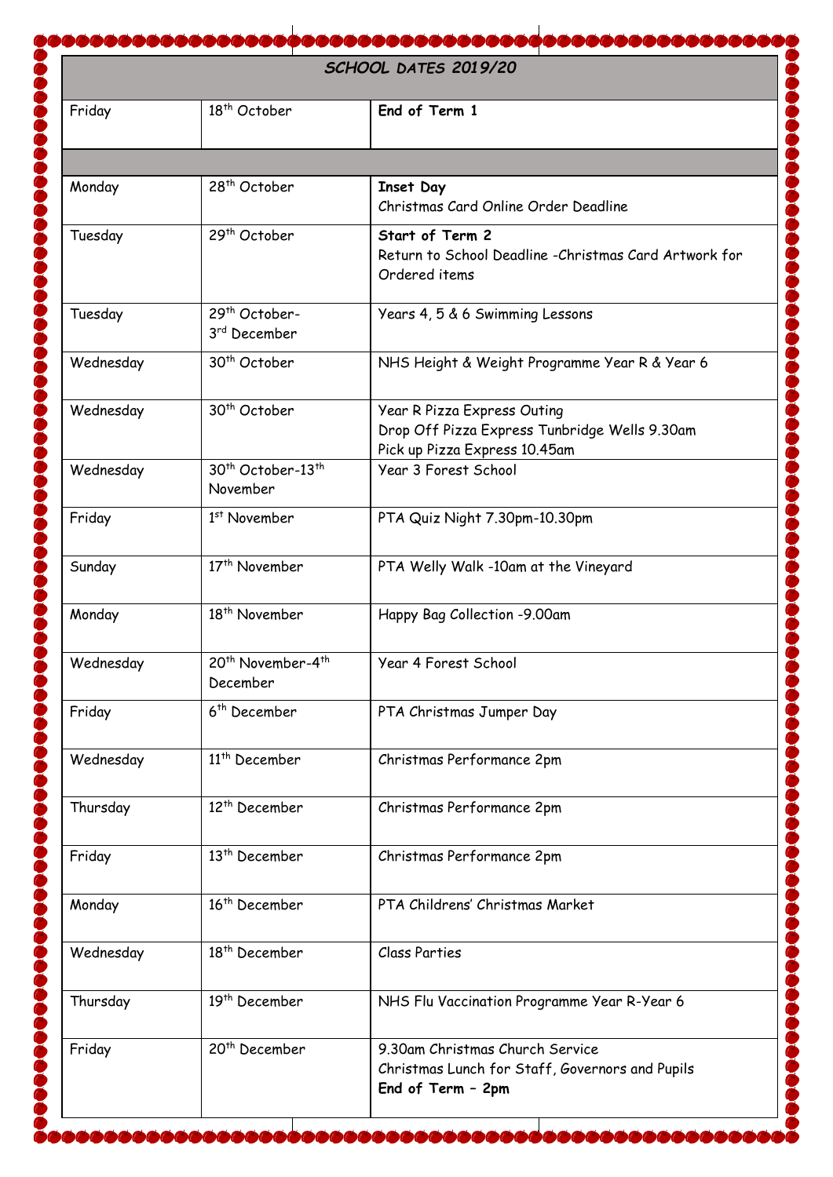| *SCHOOL DATES 2019/20* | | |
|---|---|---|
| Friday | 18th October | **End of Term 1** |
| | | |
| Monday | 28th October | **Inset Day**<br>Christmas Card Online Order Deadline |
| Tuesday | 29th October | **Start of Term 2**<br>Return to School Deadline -Christmas Card Artwork for Ordered items |
| Tuesday | 29th October-3rd December | Years 4, 5 & 6 Swimming Lessons |
| Wednesday | 30th October | NHS Height & Weight Programme Year R & Year 6 |
| Wednesday | 30th October | Year R Pizza Express Outing<br>Drop Off Pizza Express Tunbridge Wells 9.30am<br>Pick up Pizza Express 10.45am |
| Wednesday | 30th October-13th November | Year 3 Forest School |
| Friday | 1st November | PTA Quiz Night 7.30pm-10.30pm |
| Sunday | 17th November | PTA Welly Walk -10am at the Vineyard |
| Monday | 18th November | Happy Bag Collection -9.00am |
| Wednesday | 20th November-4th December | Year 4 Forest School |
| Friday | 6th December | PTA Christmas Jumper Day |
| Wednesday | 11th December | Christmas Performance 2pm |
| Thursday | 12th December | Christmas Performance 2pm |
| Friday | 13th December | Christmas Performance 2pm |
| Monday | 16th December | PTA Childrens' Christmas Market |
| Wednesday | 18th December | Class Parties |
| Thursday | 19th December | NHS Flu Vaccination Programme Year R-Year 6 |
| Friday | 20th December | 9.30am Christmas Church Service<br>Christmas Lunch for Staff, Governors and Pupils<br>**End of Term – 2pm** |